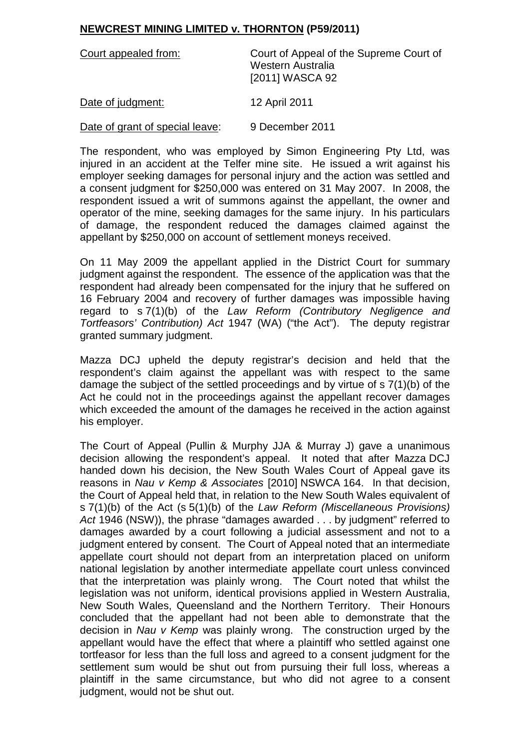**NEWCREST MINING LIMITED v. THORNTON (P59/2011)**

| | |
|---|---|
| Court appealed from: | Court of Appeal of the Supreme Court of Western Australia [2011] WASCA 92 |
| Date of judgment: | 12 April 2011 |
| Date of grant of special leave: | 9 December 2011 |

The respondent, who was employed by Simon Engineering Pty Ltd, was injured in an accident at the Telfer mine site. He issued a writ against his employer seeking damages for personal injury and the action was settled and a consent judgment for $250,000 was entered on 31 May 2007. In 2008, the respondent issued a writ of summons against the appellant, the owner and operator of the mine, seeking damages for the same injury. In his particulars of damage, the respondent reduced the damages claimed against the appellant by $250,000 on account of settlement moneys received.

On 11 May 2009 the appellant applied in the District Court for summary judgment against the respondent. The essence of the application was that the respondent had already been compensated for the injury that he suffered on 16 February 2004 and recovery of further damages was impossible having regard to s 7(1)(b) of the *Law Reform (Contributory Negligence and Tortfeasors' Contribution) Act* 1947 (WA) ("the Act"). The deputy registrar granted summary judgment.

Mazza DCJ upheld the deputy registrar's decision and held that the respondent's claim against the appellant was with respect to the same damage the subject of the settled proceedings and by virtue of s 7(1)(b) of the Act he could not in the proceedings against the appellant recover damages which exceeded the amount of the damages he received in the action against his employer.

The Court of Appeal (Pullin & Murphy JJA & Murray J) gave a unanimous decision allowing the respondent's appeal. It noted that after Mazza DCJ handed down his decision, the New South Wales Court of Appeal gave its reasons in *Nau v Kemp & Associates* [2010] NSWCA 164. In that decision, the Court of Appeal held that, in relation to the New South Wales equivalent of s 7(1)(b) of the Act (s 5(1)(b) of the *Law Reform (Miscellaneous Provisions) Act* 1946 (NSW)), the phrase "damages awarded . . . by judgment" referred to damages awarded by a court following a judicial assessment and not to a judgment entered by consent. The Court of Appeal noted that an intermediate appellate court should not depart from an interpretation placed on uniform national legislation by another intermediate appellate court unless convinced that the interpretation was plainly wrong. The Court noted that whilst the legislation was not uniform, identical provisions applied in Western Australia, New South Wales, Queensland and the Northern Territory. Their Honours concluded that the appellant had not been able to demonstrate that the decision in *Nau v Kemp* was plainly wrong. The construction urged by the appellant would have the effect that where a plaintiff who settled against one tortfeasor for less than the full loss and agreed to a consent judgment for the settlement sum would be shut out from pursuing their full loss, whereas a plaintiff in the same circumstance, but who did not agree to a consent judgment, would not be shut out.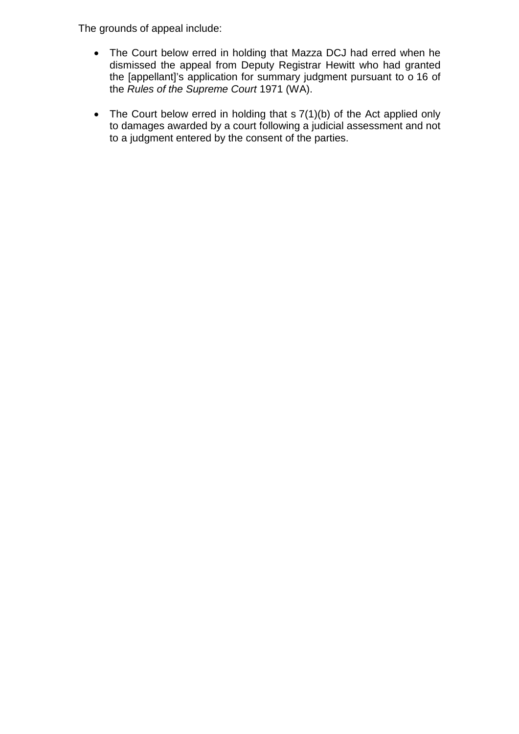The grounds of appeal include:

- The Court below erred in holding that Mazza DCJ had erred when he dismissed the appeal from Deputy Registrar Hewitt who had granted the [appellant]'s application for summary judgment pursuant to o 16 of the *Rules of the Supreme Court* 1971 (WA).

- The Court below erred in holding that s 7(1)(b) of the Act applied only to damages awarded by a court following a judicial assessment and not to a judgment entered by the consent of the parties.